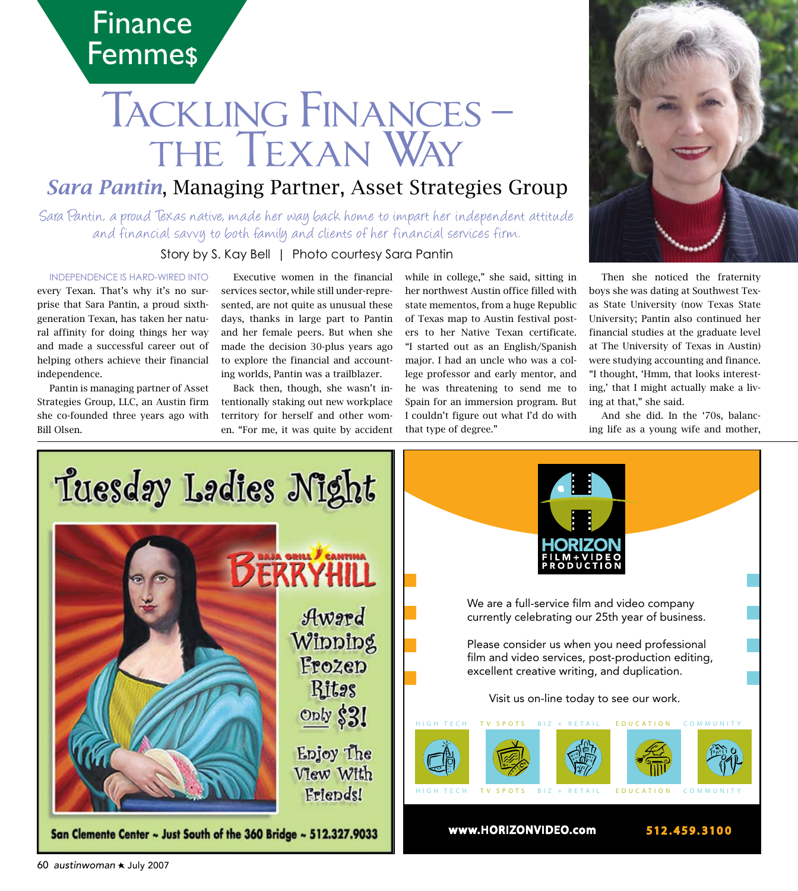Finance Femme$

# Tackling Finances – the Texan Way

## *Sara Pantin*, Managing Partner, Asset Strategies Group

*Sara Pantin, a proud Texas native, made her way back home to impart her independent attitude and financial savvy to both family and clients of her financial services firm.*

Story by S. Kay Bell | Photo courtesy Sara Pantin

INDEPENDENCE IS HARD-WIRED INTO every Texan. That's why it's no surprise that Sara Pantin, a proud sixth-generation Texan, has taken her natural affinity for doing things her way and made a successful career out of helping others achieve their financial independence.

Pantin is managing partner of Asset Strategies Group, LLC, an Austin firm she co-founded three years ago with Bill Olsen.

Executive women in the financial services sector, while still under-represented, are not quite as unusual these days, thanks in large part to Pantin and her female peers. But when she made the decision 30-plus years ago to explore the financial and accounting worlds, Pantin was a trailblazer.

Back then, though, she wasn't intentionally staking out new workplace territory for herself and other women. "For me, it was quite by accident while in college," she said, sitting in her northwest Austin office filled with state mementos, from a huge Republic of Texas map to Austin festival posters to her Native Texan certificate. "I started out as an English/Spanish major. I had an uncle who was a college professor and early mentor, and he was threatening to send me to Spain for an immersion program. But I couldn't figure out what I'd do with that type of degree."

Then she noticed the fraternity boys she was dating at Southwest Texas State University (now Texas State University; Pantin also continued her financial studies at the graduate level at The University of Texas in Austin) were studying accounting and finance. "I thought, 'Hmm, that looks interesting,' that I might actually make a living at that," she said.

And she did. In the '70s, balancing life as a young wife and mother,

---

**Tuesday Ladies Night**

BAJA GRILL CANTINA **BERRYHILL**

Award Winning Frozen Ritas Only $3!

Enjoy The View With Friends!

San Clemente Center ~ Just South of the 360 Bridge ~ 512.327.9033

---

**HORIZON** FILM+VIDEO PRODUCTION

We are a full-service film and video company currently celebrating our 25th year of business.

Please consider us when you need professional film and video services, post-production editing, excellent creative writing, and duplication.

Visit us on-line today to see our work.

HIGH TECH | TV SPOTS | BIZ + RETAIL | EDUCATION | COMMUNITY

**www.HORIZONVIDEO.com** **512.459.3100**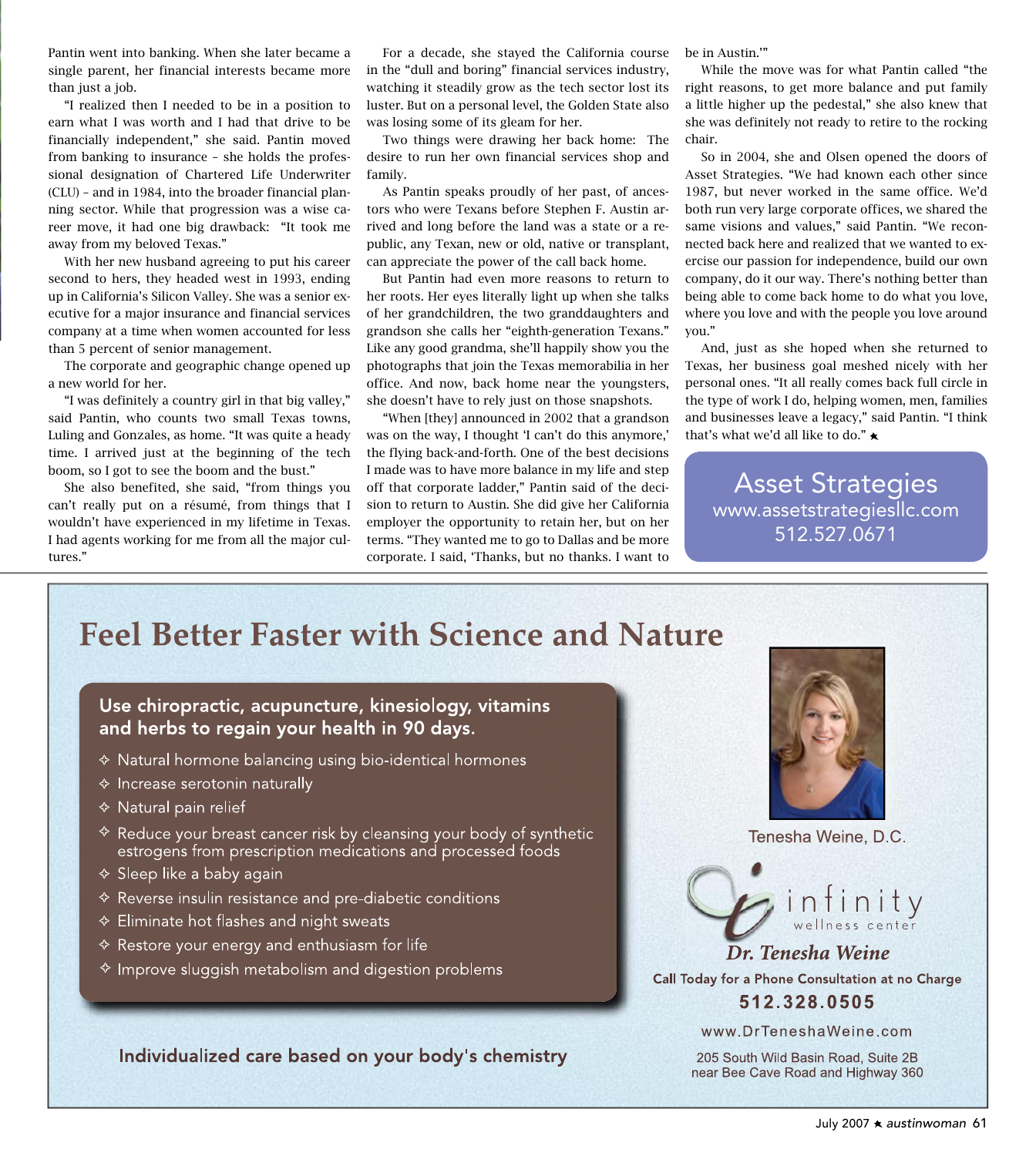Pantin went into banking. When she later became a single parent, her financial interests became more than just a job.

"I realized then I needed to be in a position to earn what I was worth and I had that drive to be financially independent," she said. Pantin moved from banking to insurance – she holds the professional designation of Chartered Life Underwriter (CLU) – and in 1984, into the broader financial planning sector. While that progression was a wise career move, it had one big drawback: "It took me away from my beloved Texas."

With her new husband agreeing to put his career second to hers, they headed west in 1993, ending up in California's Silicon Valley. She was a senior executive for a major insurance and financial services company at a time when women accounted for less than 5 percent of senior management.

The corporate and geographic change opened up a new world for her.

"I was definitely a country girl in that big valley," said Pantin, who counts two small Texas towns, Luling and Gonzales, as home. "It was quite a heady time. I arrived just at the beginning of the tech boom, so I got to see the boom and the bust."

She also benefited, she said, "from things you can't really put on a résumé, from things that I wouldn't have experienced in my lifetime in Texas. I had agents working for me from all the major cultures."

For a decade, she stayed the California course in the "dull and boring" financial services industry, watching it steadily grow as the tech sector lost its luster. But on a personal level, the Golden State also was losing some of its gleam for her.

Two things were drawing her back home: The desire to run her own financial services shop and family.

As Pantin speaks proudly of her past, of ancestors who were Texans before Stephen F. Austin arrived and long before the land was a state or a republic, any Texan, new or old, native or transplant, can appreciate the power of the call back home.

But Pantin had even more reasons to return to her roots. Her eyes literally light up when she talks of her grandchildren, the two granddaughters and grandson she calls her "eighth-generation Texans." Like any good grandma, she'll happily show you the photographs that join the Texas memorabilia in her office. And now, back home near the youngsters, she doesn't have to rely just on those snapshots.

"When [they] announced in 2002 that a grandson was on the way, I thought 'I can't do this anymore,' the flying back-and-forth. One of the best decisions I made was to have more balance in my life and step off that corporate ladder," Pantin said of the decision to return to Austin. She did give her California employer the opportunity to retain her, but on her terms. "They wanted me to go to Dallas and be more corporate. I said, 'Thanks, but no thanks. I want to be in Austin.'"

While the move was for what Pantin called "the right reasons, to get more balance and put family a little higher up the pedestal," she also knew that she was definitely not ready to retire to the rocking chair.

So in 2004, she and Olsen opened the doors of Asset Strategies. "We had known each other since 1987, but never worked in the same office. We'd both run very large corporate offices, we shared the same visions and values," said Pantin. "We reconnected back here and realized that we wanted to exercise our passion for independence, build our own company, do it our way. There's nothing better than being able to come back home to do what you love, where you love and with the people you love around you."

And, just as she hoped when she returned to Texas, her business goal meshed nicely with her personal ones. "It all really comes back full circle in the type of work I do, helping women, men, families and businesses leave a legacy," said Pantin. "I think that's what we'd all like to do." ★

Asset Strategies
www.assetstrategiesllc.com
512.527.0671

# Feel Better Faster with Science and Nature

**Use chiropractic, acupuncture, kinesiology, vitamins and herbs to regain your health in 90 days.**

- Natural hormone balancing using bio-identical hormones
- Increase serotonin naturally
- Natural pain relief
- Reduce your breast cancer risk by cleansing your body of synthetic estrogens from prescription medications and processed foods
- Sleep like a baby again
- Reverse insulin resistance and pre-diabetic conditions
- Eliminate hot flashes and night sweats
- Restore your energy and enthusiasm for life
- Improve sluggish metabolism and digestion problems

**Individualized care based on your body's chemistry**

Tenesha Weine, D.C.

infinity wellness center

*Dr. Tenesha Weine*

Call Today for a Phone Consultation at no Charge

**512.328.0505**

www.DrTeneshaWeine.com

205 South Wild Basin Road, Suite 2B
near Bee Cave Road and Highway 360